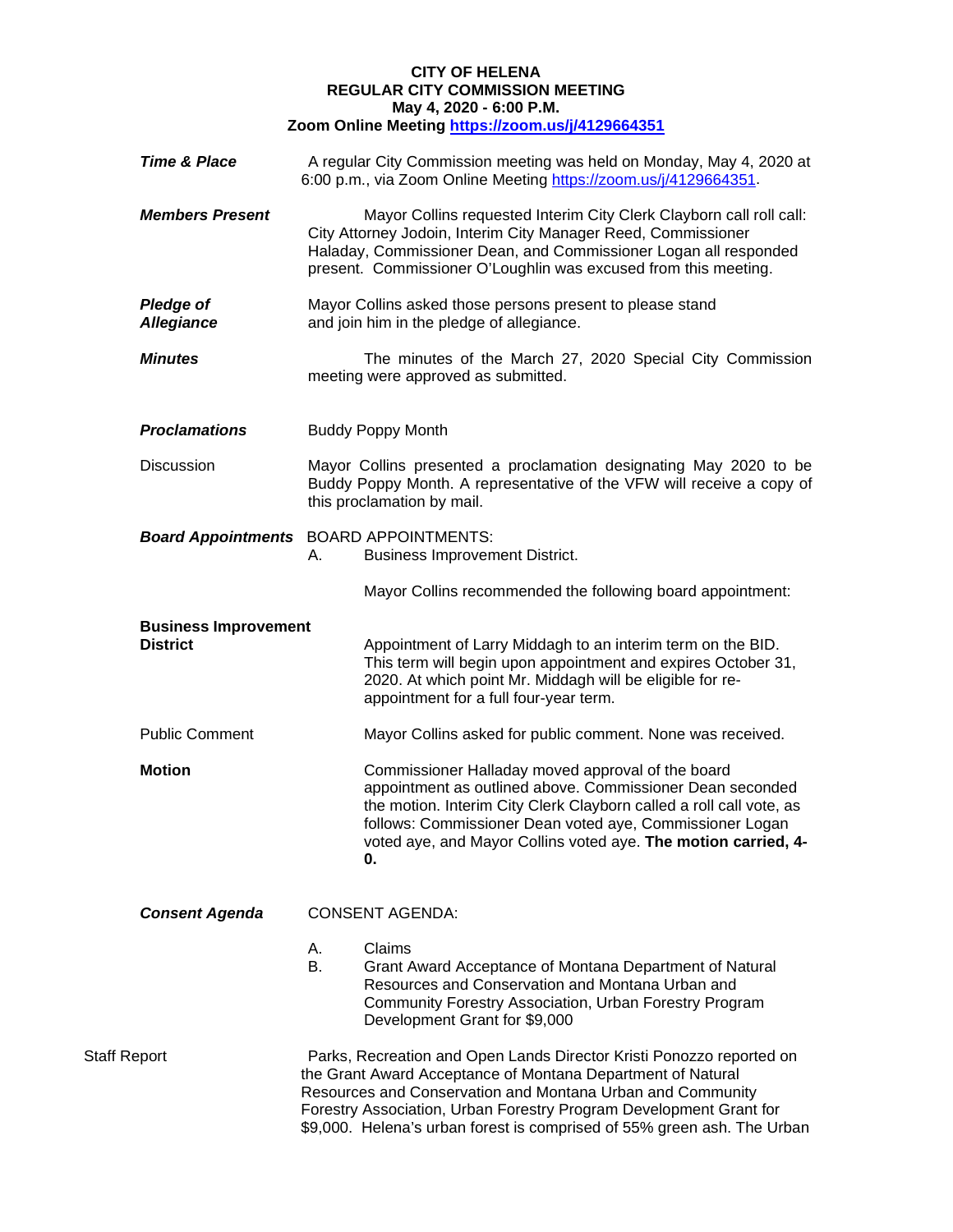**CITY OF HELENA**
**REGULAR CITY COMMISSION MEETING**
**May 4, 2020 - 6:00 P.M.**
**Zoom Online Meeting https://zoom.us/j/4129664351**

***Time & Place***

A regular City Commission meeting was held on Monday, May 4, 2020 at 6:00 p.m., via Zoom Online Meeting https://zoom.us/j/4129664351.

***Members Present***

Mayor Collins requested Interim City Clerk Clayborn call roll call: City Attorney Jodoin, Interim City Manager Reed, Commissioner Haladay, Commissioner Dean, and Commissioner Logan all responded present. Commissioner O'Loughlin was excused from this meeting.

***Pledge of Allegiance***

Mayor Collins asked those persons present to please stand and join him in the pledge of allegiance.

***Minutes***

The minutes of the March 27, 2020 Special City Commission meeting were approved as submitted.

***Proclamations***

Buddy Poppy Month

Discussion

Mayor Collins presented a proclamation designating May 2020 to be Buddy Poppy Month. A representative of the VFW will receive a copy of this proclamation by mail.

***Board Appointments***

BOARD APPOINTMENTS:

A. Business Improvement District.

Mayor Collins recommended the following board appointment:

**Business Improvement District**

Appointment of Larry Middagh to an interim term on the BID. This term will begin upon appointment and expires October 31, 2020. At which point Mr. Middagh will be eligible for re-appointment for a full four-year term.

Public Comment

Mayor Collins asked for public comment. None was received.

**Motion**

Commissioner Halladay moved approval of the board appointment as outlined above. Commissioner Dean seconded the motion. Interim City Clerk Clayborn called a roll call vote, as follows: Commissioner Dean voted aye, Commissioner Logan voted aye, and Mayor Collins voted aye. **The motion carried, 4-0.**

***Consent Agenda***

CONSENT AGENDA:

A. Claims
B. Grant Award Acceptance of Montana Department of Natural Resources and Conservation and Montana Urban and Community Forestry Association, Urban Forestry Program Development Grant for $9,000

Staff Report

Parks, Recreation and Open Lands Director Kristi Ponozzo reported on the Grant Award Acceptance of Montana Department of Natural Resources and Conservation and Montana Urban and Community Forestry Association, Urban Forestry Program Development Grant for $9,000. Helena's urban forest is comprised of 55% green ash. The Urban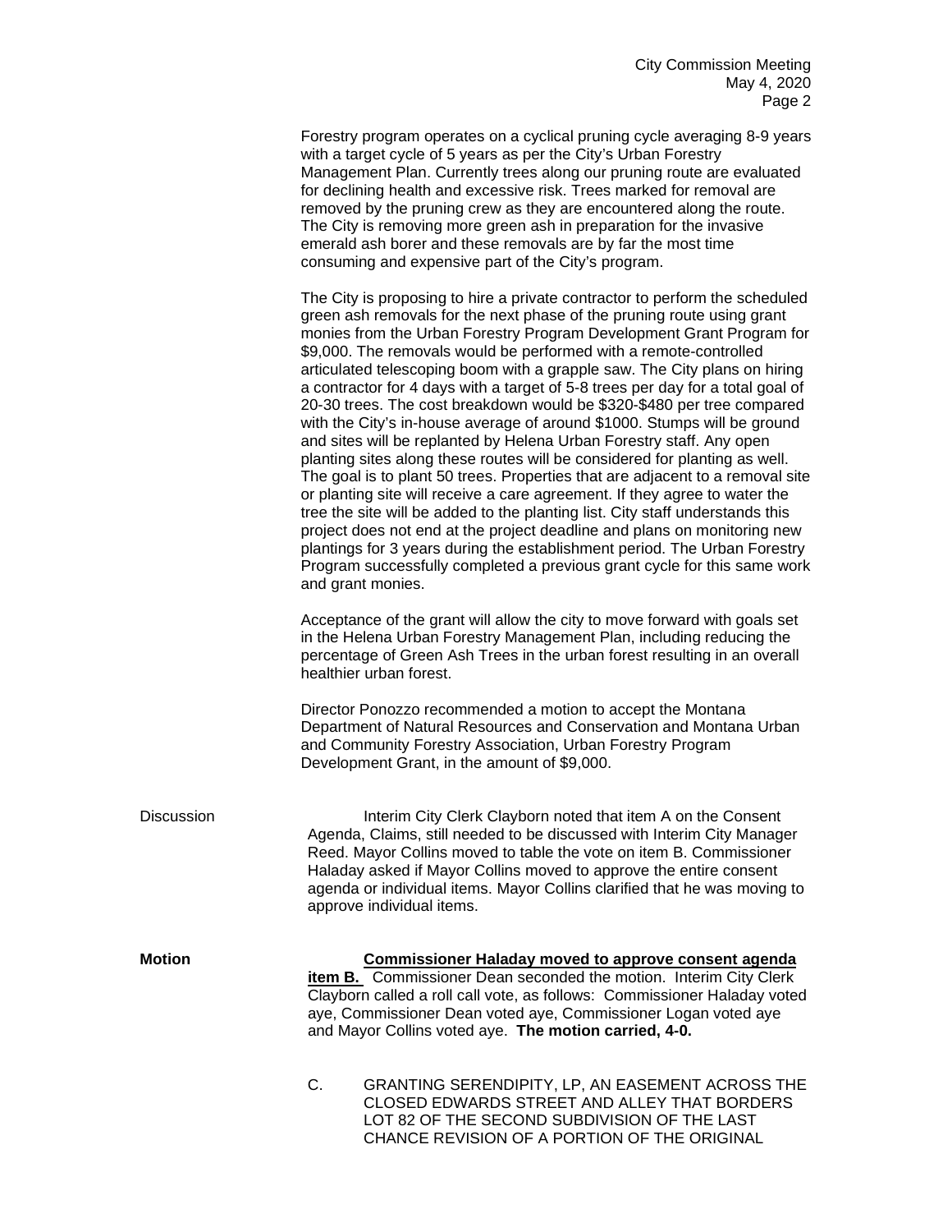Forestry program operates on a cyclical pruning cycle averaging 8-9 years with a target cycle of 5 years as per the City's Urban Forestry Management Plan. Currently trees along our pruning route are evaluated for declining health and excessive risk. Trees marked for removal are removed by the pruning crew as they are encountered along the route. The City is removing more green ash in preparation for the invasive emerald ash borer and these removals are by far the most time consuming and expensive part of the City's program.

The City is proposing to hire a private contractor to perform the scheduled green ash removals for the next phase of the pruning route using grant monies from the Urban Forestry Program Development Grant Program for $9,000. The removals would be performed with a remote-controlled articulated telescoping boom with a grapple saw. The City plans on hiring a contractor for 4 days with a target of 5-8 trees per day for a total goal of 20-30 trees. The cost breakdown would be $320-$480 per tree compared with the City's in-house average of around $1000. Stumps will be ground and sites will be replanted by Helena Urban Forestry staff. Any open planting sites along these routes will be considered for planting as well. The goal is to plant 50 trees. Properties that are adjacent to a removal site or planting site will receive a care agreement. If they agree to water the tree the site will be added to the planting list. City staff understands this project does not end at the project deadline and plans on monitoring new plantings for 3 years during the establishment period. The Urban Forestry Program successfully completed a previous grant cycle for this same work and grant monies.

Acceptance of the grant will allow the city to move forward with goals set in the Helena Urban Forestry Management Plan, including reducing the percentage of Green Ash Trees in the urban forest resulting in an overall healthier urban forest.

Director Ponozzo recommended a motion to accept the Montana Department of Natural Resources and Conservation and Montana Urban and Community Forestry Association, Urban Forestry Program Development Grant, in the amount of $9,000.

Discussion

Interim City Clerk Clayborn noted that item A on the Consent Agenda, Claims, still needed to be discussed with Interim City Manager Reed. Mayor Collins moved to table the vote on item B. Commissioner Haladay asked if Mayor Collins moved to approve the entire consent agenda or individual items. Mayor Collins clarified that he was moving to approve individual items.

**Motion**

**Commissioner Haladay moved to approve consent agenda item B.** Commissioner Dean seconded the motion. Interim City Clerk Clayborn called a roll call vote, as follows: Commissioner Haladay voted aye, Commissioner Dean voted aye, Commissioner Logan voted aye and Mayor Collins voted aye. **The motion carried, 4-0.**

C. GRANTING SERENDIPITY, LP, AN EASEMENT ACROSS THE CLOSED EDWARDS STREET AND ALLEY THAT BORDERS LOT 82 OF THE SECOND SUBDIVISION OF THE LAST CHANCE REVISION OF A PORTION OF THE ORIGINAL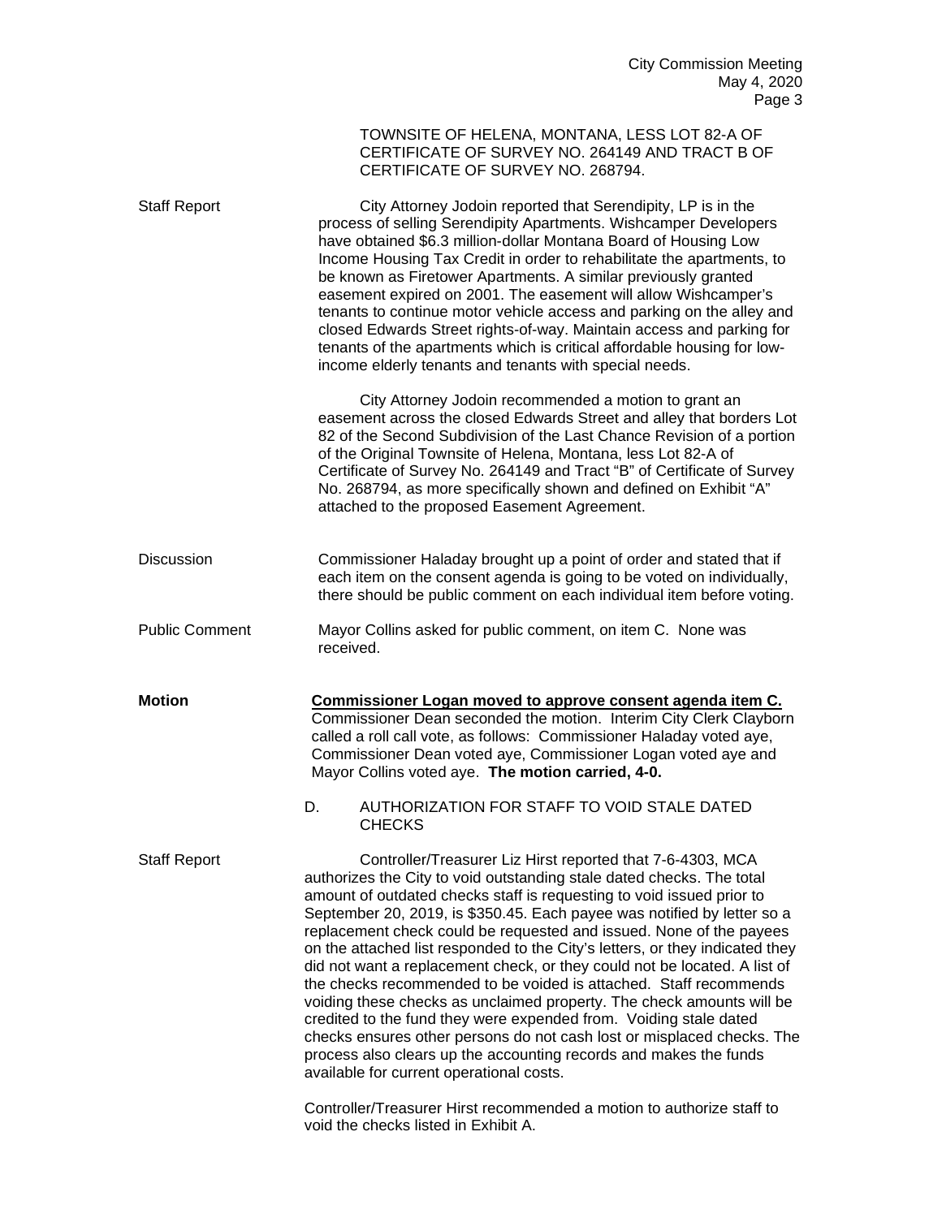TOWNSITE OF HELENA, MONTANA, LESS LOT 82-A OF CERTIFICATE OF SURVEY NO. 264149 AND TRACT B OF CERTIFICATE OF SURVEY NO. 268794.

Staff Report

City Attorney Jodoin reported that Serendipity, LP is in the process of selling Serendipity Apartments. Wishcamper Developers have obtained $6.3 million-dollar Montana Board of Housing Low Income Housing Tax Credit in order to rehabilitate the apartments, to be known as Firetower Apartments. A similar previously granted easement expired on 2001. The easement will allow Wishcamper's tenants to continue motor vehicle access and parking on the alley and closed Edwards Street rights-of-way. Maintain access and parking for tenants of the apartments which is critical affordable housing for low-income elderly tenants and tenants with special needs.

City Attorney Jodoin recommended a motion to grant an easement across the closed Edwards Street and alley that borders Lot 82 of the Second Subdivision of the Last Chance Revision of a portion of the Original Townsite of Helena, Montana, less Lot 82-A of Certificate of Survey No. 264149 and Tract "B" of Certificate of Survey No. 268794, as more specifically shown and defined on Exhibit "A" attached to the proposed Easement Agreement.

Discussion

Commissioner Haladay brought up a point of order and stated that if each item on the consent agenda is going to be voted on individually, there should be public comment on each individual item before voting.

Public Comment

Mayor Collins asked for public comment, on item C. None was received.

**Motion**

**Commissioner Logan moved to approve consent agenda item C.** Commissioner Dean seconded the motion. Interim City Clerk Clayborn called a roll call vote, as follows: Commissioner Haladay voted aye, Commissioner Dean voted aye, Commissioner Logan voted aye and Mayor Collins voted aye. **The motion carried, 4-0.**

D. AUTHORIZATION FOR STAFF TO VOID STALE DATED CHECKS

Staff Report

Controller/Treasurer Liz Hirst reported that 7-6-4303, MCA authorizes the City to void outstanding stale dated checks. The total amount of outdated checks staff is requesting to void issued prior to September 20, 2019, is $350.45. Each payee was notified by letter so a replacement check could be requested and issued. None of the payees on the attached list responded to the City's letters, or they indicated they did not want a replacement check, or they could not be located. A list of the checks recommended to be voided is attached. Staff recommends voiding these checks as unclaimed property. The check amounts will be credited to the fund they were expended from. Voiding stale dated checks ensures other persons do not cash lost or misplaced checks. The process also clears up the accounting records and makes the funds available for current operational costs.

Controller/Treasurer Hirst recommended a motion to authorize staff to void the checks listed in Exhibit A.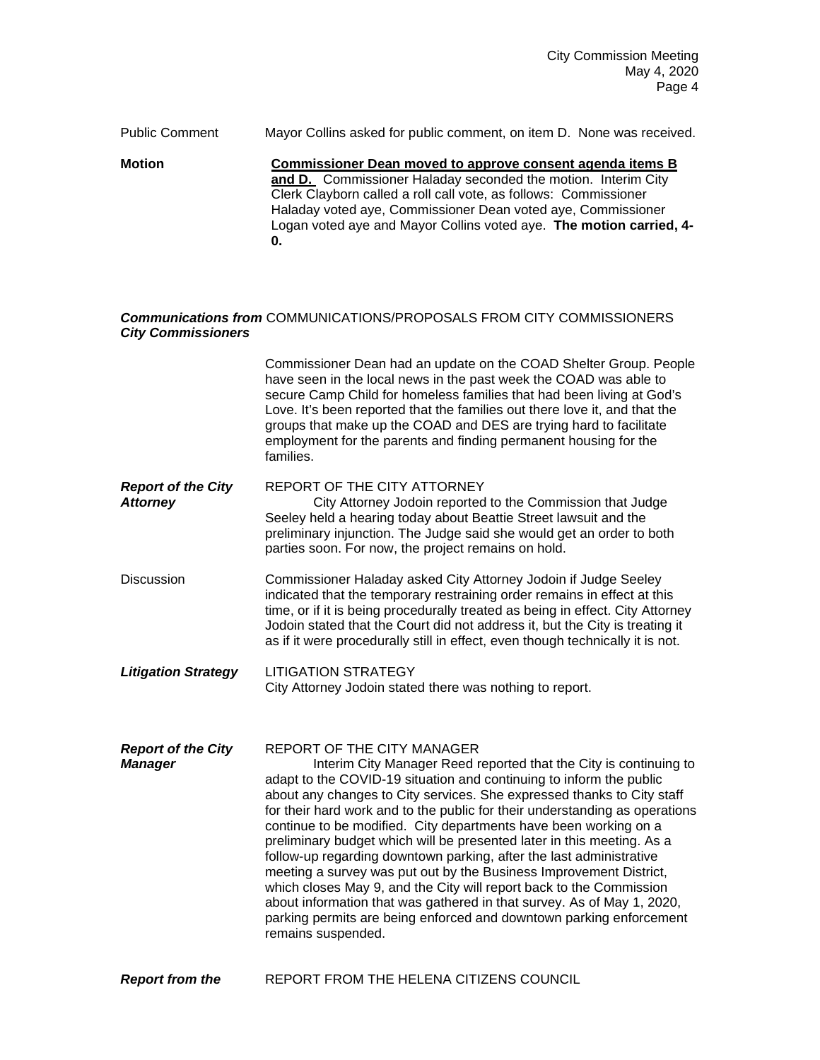Public Comment — Mayor Collins asked for public comment, on item D. None was received.

**Motion** — **<u>Commissioner Dean moved to approve consent agenda items B and D.</u>** Commissioner Haladay seconded the motion. Interim City Clerk Clayborn called a roll call vote, as follows: Commissioner Haladay voted aye, Commissioner Dean voted aye, Commissioner Logan voted aye and Mayor Collins voted aye. **The motion carried, 4-0.**

***Communications from City Commissioners*** — COMMUNICATIONS/PROPOSALS FROM CITY COMMISSIONERS

Commissioner Dean had an update on the COAD Shelter Group. People have seen in the local news in the past week the COAD was able to secure Camp Child for homeless families that had been living at God's Love. It's been reported that the families out there love it, and that the groups that make up the COAD and DES are trying hard to facilitate employment for the parents and finding permanent housing for the families.

***Report of the City Attorney*** — REPORT OF THE CITY ATTORNEY

City Attorney Jodoin reported to the Commission that Judge Seeley held a hearing today about Beattie Street lawsuit and the preliminary injunction. The Judge said she would get an order to both parties soon. For now, the project remains on hold.

Discussion — Commissioner Haladay asked City Attorney Jodoin if Judge Seeley indicated that the temporary restraining order remains in effect at this time, or if it is being procedurally treated as being in effect. City Attorney Jodoin stated that the Court did not address it, but the City is treating it as if it were procedurally still in effect, even though technically it is not.

***Litigation Strategy*** — LITIGATION STRATEGY

City Attorney Jodoin stated there was nothing to report.

***Report of the City Manager*** — REPORT OF THE CITY MANAGER

Interim City Manager Reed reported that the City is continuing to adapt to the COVID-19 situation and continuing to inform the public about any changes to City services. She expressed thanks to City staff for their hard work and to the public for their understanding as operations continue to be modified. City departments have been working on a preliminary budget which will be presented later in this meeting. As a follow-up regarding downtown parking, after the last administrative meeting a survey was put out by the Business Improvement District, which closes May 9, and the City will report back to the Commission about information that was gathered in that survey. As of May 1, 2020, parking permits are being enforced and downtown parking enforcement remains suspended.

***Report from the*** — REPORT FROM THE HELENA CITIZENS COUNCIL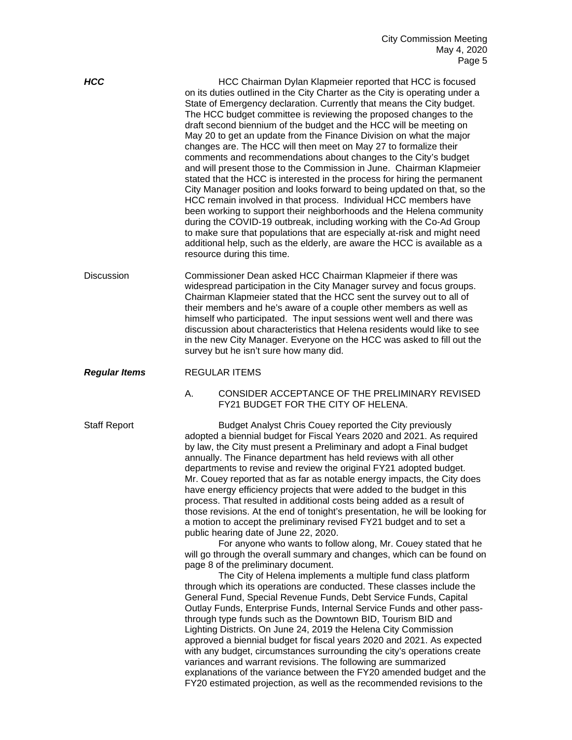***HCC*** HCC Chairman Dylan Klapmeier reported that HCC is focused on its duties outlined in the City Charter as the City is operating under a State of Emergency declaration. Currently that means the City budget. The HCC budget committee is reviewing the proposed changes to the draft second biennium of the budget and the HCC will be meeting on May 20 to get an update from the Finance Division on what the major changes are. The HCC will then meet on May 27 to formalize their comments and recommendations about changes to the City's budget and will present those to the Commission in June. Chairman Klapmeier stated that the HCC is interested in the process for hiring the permanent City Manager position and looks forward to being updated on that, so the HCC remain involved in that process. Individual HCC members have been working to support their neighborhoods and the Helena community during the COVID-19 outbreak, including working with the Co-Ad Group to make sure that populations that are especially at-risk and might need additional help, such as the elderly, are aware the HCC is available as a resource during this time.

Discussion Commissioner Dean asked HCC Chairman Klapmeier if there was widespread participation in the City Manager survey and focus groups. Chairman Klapmeier stated that the HCC sent the survey out to all of their members and he's aware of a couple other members as well as himself who participated. The input sessions went well and there was discussion about characteristics that Helena residents would like to see in the new City Manager. Everyone on the HCC was asked to fill out the survey but he isn't sure how many did.

***Regular Items*** REGULAR ITEMS

A. CONSIDER ACCEPTANCE OF THE PRELIMINARY REVISED FY21 BUDGET FOR THE CITY OF HELENA.

Staff Report Budget Analyst Chris Couey reported the City previously adopted a biennial budget for Fiscal Years 2020 and 2021. As required by law, the City must present a Preliminary and adopt a Final budget annually. The Finance department has held reviews with all other departments to revise and review the original FY21 adopted budget. Mr. Couey reported that as far as notable energy impacts, the City does have energy efficiency projects that were added to the budget in this process. That resulted in additional costs being added as a result of those revisions. At the end of tonight's presentation, he will be looking for a motion to accept the preliminary revised FY21 budget and to set a public hearing date of June 22, 2020.

For anyone who wants to follow along, Mr. Couey stated that he will go through the overall summary and changes, which can be found on page 8 of the preliminary document.

The City of Helena implements a multiple fund class platform through which its operations are conducted. These classes include the General Fund, Special Revenue Funds, Debt Service Funds, Capital Outlay Funds, Enterprise Funds, Internal Service Funds and other pass-through type funds such as the Downtown BID, Tourism BID and Lighting Districts. On June 24, 2019 the Helena City Commission approved a biennial budget for fiscal years 2020 and 2021. As expected with any budget, circumstances surrounding the city's operations create variances and warrant revisions. The following are summarized explanations of the variance between the FY20 amended budget and the FY20 estimated projection, as well as the recommended revisions to the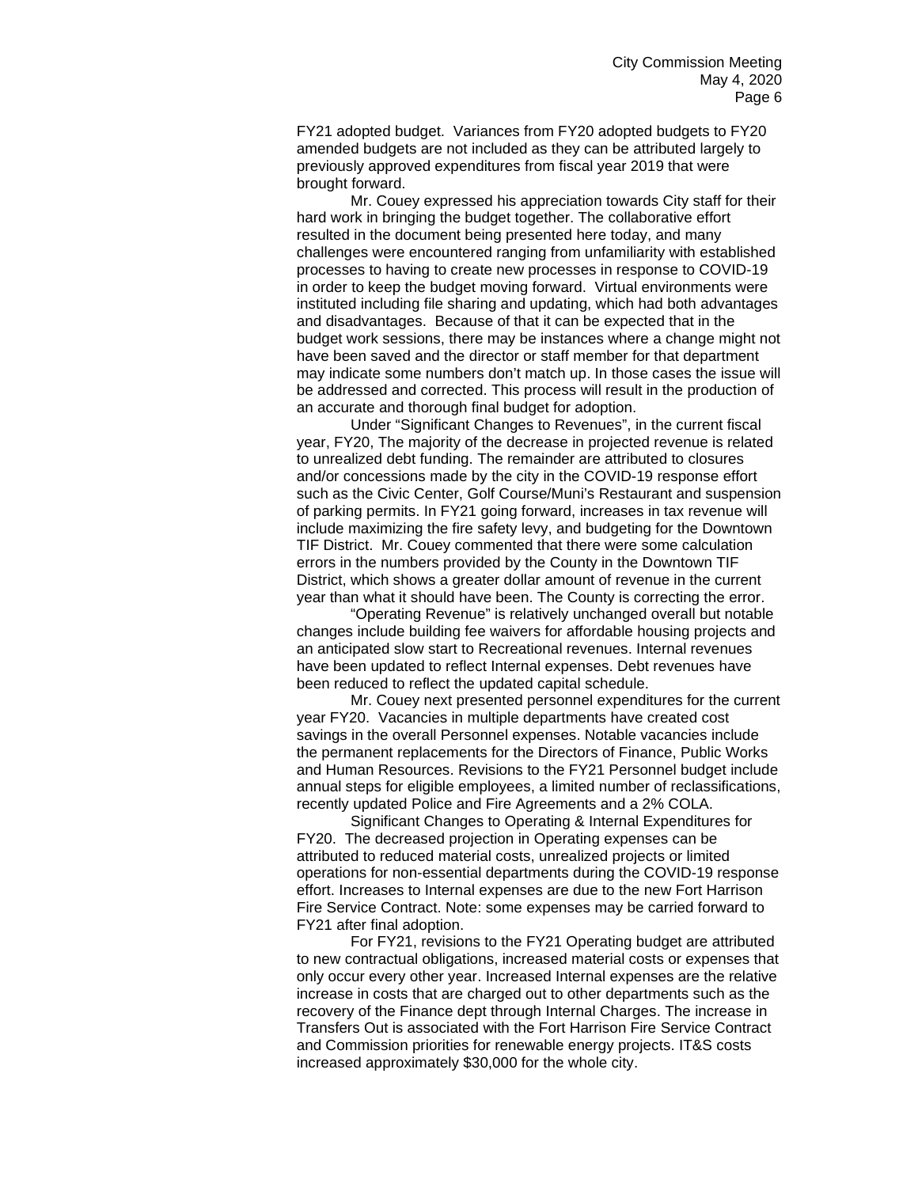FY21 adopted budget. Variances from FY20 adopted budgets to FY20 amended budgets are not included as they can be attributed largely to previously approved expenditures from fiscal year 2019 that were brought forward.

Mr. Couey expressed his appreciation towards City staff for their hard work in bringing the budget together. The collaborative effort resulted in the document being presented here today, and many challenges were encountered ranging from unfamiliarity with established processes to having to create new processes in response to COVID-19 in order to keep the budget moving forward. Virtual environments were instituted including file sharing and updating, which had both advantages and disadvantages. Because of that it can be expected that in the budget work sessions, there may be instances where a change might not have been saved and the director or staff member for that department may indicate some numbers don't match up. In those cases the issue will be addressed and corrected. This process will result in the production of an accurate and thorough final budget for adoption.

Under "Significant Changes to Revenues", in the current fiscal year, FY20, The majority of the decrease in projected revenue is related to unrealized debt funding. The remainder are attributed to closures and/or concessions made by the city in the COVID-19 response effort such as the Civic Center, Golf Course/Muni's Restaurant and suspension of parking permits. In FY21 going forward, increases in tax revenue will include maximizing the fire safety levy, and budgeting for the Downtown TIF District. Mr. Couey commented that there were some calculation errors in the numbers provided by the County in the Downtown TIF District, which shows a greater dollar amount of revenue in the current year than what it should have been. The County is correcting the error.

"Operating Revenue" is relatively unchanged overall but notable changes include building fee waivers for affordable housing projects and an anticipated slow start to Recreational revenues. Internal revenues have been updated to reflect Internal expenses. Debt revenues have been reduced to reflect the updated capital schedule.

Mr. Couey next presented personnel expenditures for the current year FY20. Vacancies in multiple departments have created cost savings in the overall Personnel expenses. Notable vacancies include the permanent replacements for the Directors of Finance, Public Works and Human Resources. Revisions to the FY21 Personnel budget include annual steps for eligible employees, a limited number of reclassifications, recently updated Police and Fire Agreements and a 2% COLA.

Significant Changes to Operating & Internal Expenditures for FY20. The decreased projection in Operating expenses can be attributed to reduced material costs, unrealized projects or limited operations for non-essential departments during the COVID-19 response effort. Increases to Internal expenses are due to the new Fort Harrison Fire Service Contract. Note: some expenses may be carried forward to FY21 after final adoption.

For FY21, revisions to the FY21 Operating budget are attributed to new contractual obligations, increased material costs or expenses that only occur every other year. Increased Internal expenses are the relative increase in costs that are charged out to other departments such as the recovery of the Finance dept through Internal Charges. The increase in Transfers Out is associated with the Fort Harrison Fire Service Contract and Commission priorities for renewable energy projects. IT&S costs increased approximately $30,000 for the whole city.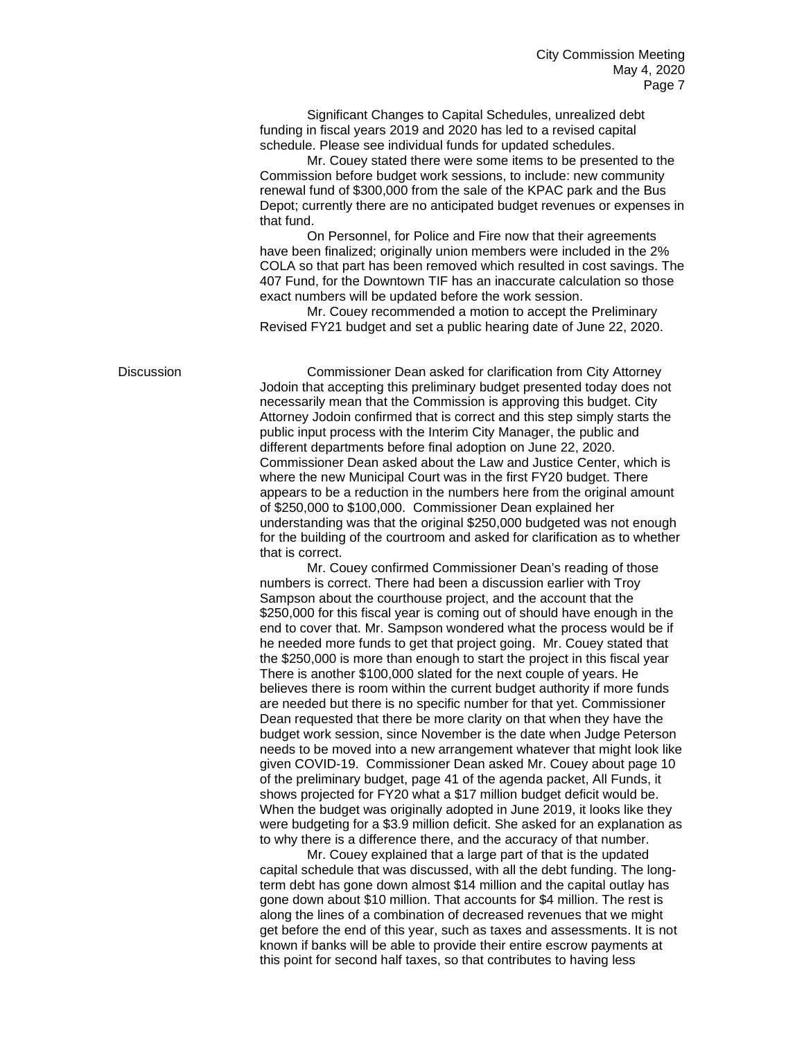Significant Changes to Capital Schedules, unrealized debt funding in fiscal years 2019 and 2020 has led to a revised capital schedule. Please see individual funds for updated schedules.

Mr. Couey stated there were some items to be presented to the Commission before budget work sessions, to include: new community renewal fund of $300,000 from the sale of the KPAC park and the Bus Depot; currently there are no anticipated budget revenues or expenses in that fund.

On Personnel, for Police and Fire now that their agreements have been finalized; originally union members were included in the 2% COLA so that part has been removed which resulted in cost savings. The 407 Fund, for the Downtown TIF has an inaccurate calculation so those exact numbers will be updated before the work session.

Mr. Couey recommended a motion to accept the Preliminary Revised FY21 budget and set a public hearing date of June 22, 2020.

Discussion

Commissioner Dean asked for clarification from City Attorney Jodoin that accepting this preliminary budget presented today does not necessarily mean that the Commission is approving this budget. City Attorney Jodoin confirmed that is correct and this step simply starts the public input process with the Interim City Manager, the public and different departments before final adoption on June 22, 2020. Commissioner Dean asked about the Law and Justice Center, which is where the new Municipal Court was in the first FY20 budget. There appears to be a reduction in the numbers here from the original amount of $250,000 to $100,000. Commissioner Dean explained her understanding was that the original $250,000 budgeted was not enough for the building of the courtroom and asked for clarification as to whether that is correct.

Mr. Couey confirmed Commissioner Dean's reading of those numbers is correct. There had been a discussion earlier with Troy Sampson about the courthouse project, and the account that the $250,000 for this fiscal year is coming out of should have enough in the end to cover that. Mr. Sampson wondered what the process would be if he needed more funds to get that project going. Mr. Couey stated that the $250,000 is more than enough to start the project in this fiscal year There is another $100,000 slated for the next couple of years. He believes there is room within the current budget authority if more funds are needed but there is no specific number for that yet. Commissioner Dean requested that there be more clarity on that when they have the budget work session, since November is the date when Judge Peterson needs to be moved into a new arrangement whatever that might look like given COVID-19. Commissioner Dean asked Mr. Couey about page 10 of the preliminary budget, page 41 of the agenda packet, All Funds, it shows projected for FY20 what a $17 million budget deficit would be. When the budget was originally adopted in June 2019, it looks like they were budgeting for a $3.9 million deficit. She asked for an explanation as to why there is a difference there, and the accuracy of that number.

Mr. Couey explained that a large part of that is the updated capital schedule that was discussed, with all the debt funding. The long-term debt has gone down almost $14 million and the capital outlay has gone down about $10 million. That accounts for $4 million. The rest is along the lines of a combination of decreased revenues that we might get before the end of this year, such as taxes and assessments. It is not known if banks will be able to provide their entire escrow payments at this point for second half taxes, so that contributes to having less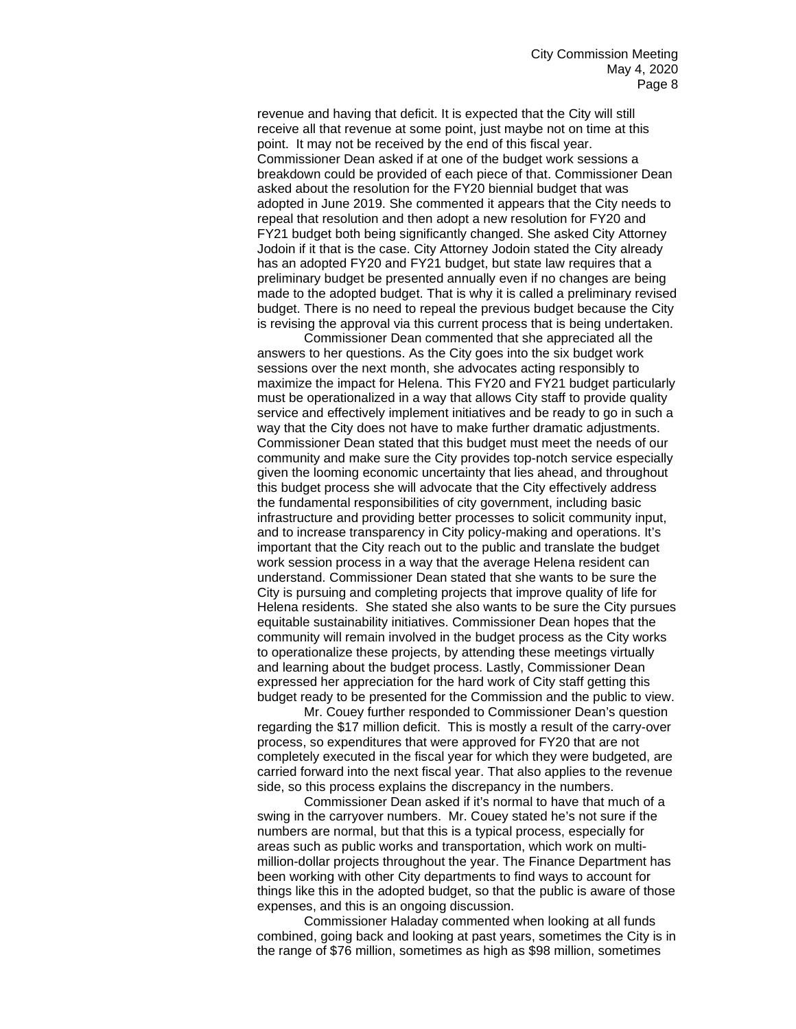revenue and having that deficit. It is expected that the City will still receive all that revenue at some point, just maybe not on time at this point. It may not be received by the end of this fiscal year. Commissioner Dean asked if at one of the budget work sessions a breakdown could be provided of each piece of that. Commissioner Dean asked about the resolution for the FY20 biennial budget that was adopted in June 2019. She commented it appears that the City needs to repeal that resolution and then adopt a new resolution for FY20 and FY21 budget both being significantly changed. She asked City Attorney Jodoin if it that is the case. City Attorney Jodoin stated the City already has an adopted FY20 and FY21 budget, but state law requires that a preliminary budget be presented annually even if no changes are being made to the adopted budget. That is why it is called a preliminary revised budget. There is no need to repeal the previous budget because the City is revising the approval via this current process that is being undertaken.

Commissioner Dean commented that she appreciated all the answers to her questions. As the City goes into the six budget work sessions over the next month, she advocates acting responsibly to maximize the impact for Helena. This FY20 and FY21 budget particularly must be operationalized in a way that allows City staff to provide quality service and effectively implement initiatives and be ready to go in such a way that the City does not have to make further dramatic adjustments. Commissioner Dean stated that this budget must meet the needs of our community and make sure the City provides top-notch service especially given the looming economic uncertainty that lies ahead, and throughout this budget process she will advocate that the City effectively address the fundamental responsibilities of city government, including basic infrastructure and providing better processes to solicit community input, and to increase transparency in City policy-making and operations. It's important that the City reach out to the public and translate the budget work session process in a way that the average Helena resident can understand. Commissioner Dean stated that she wants to be sure the City is pursuing and completing projects that improve quality of life for Helena residents. She stated she also wants to be sure the City pursues equitable sustainability initiatives. Commissioner Dean hopes that the community will remain involved in the budget process as the City works to operationalize these projects, by attending these meetings virtually and learning about the budget process. Lastly, Commissioner Dean expressed her appreciation for the hard work of City staff getting this budget ready to be presented for the Commission and the public to view.

Mr. Couey further responded to Commissioner Dean's question regarding the $17 million deficit. This is mostly a result of the carry-over process, so expenditures that were approved for FY20 that are not completely executed in the fiscal year for which they were budgeted, are carried forward into the next fiscal year. That also applies to the revenue side, so this process explains the discrepancy in the numbers.

Commissioner Dean asked if it's normal to have that much of a swing in the carryover numbers. Mr. Couey stated he's not sure if the numbers are normal, but that this is a typical process, especially for areas such as public works and transportation, which work on multi-million-dollar projects throughout the year. The Finance Department has been working with other City departments to find ways to account for things like this in the adopted budget, so that the public is aware of those expenses, and this is an ongoing discussion.

Commissioner Haladay commented when looking at all funds combined, going back and looking at past years, sometimes the City is in the range of $76 million, sometimes as high as $98 million, sometimes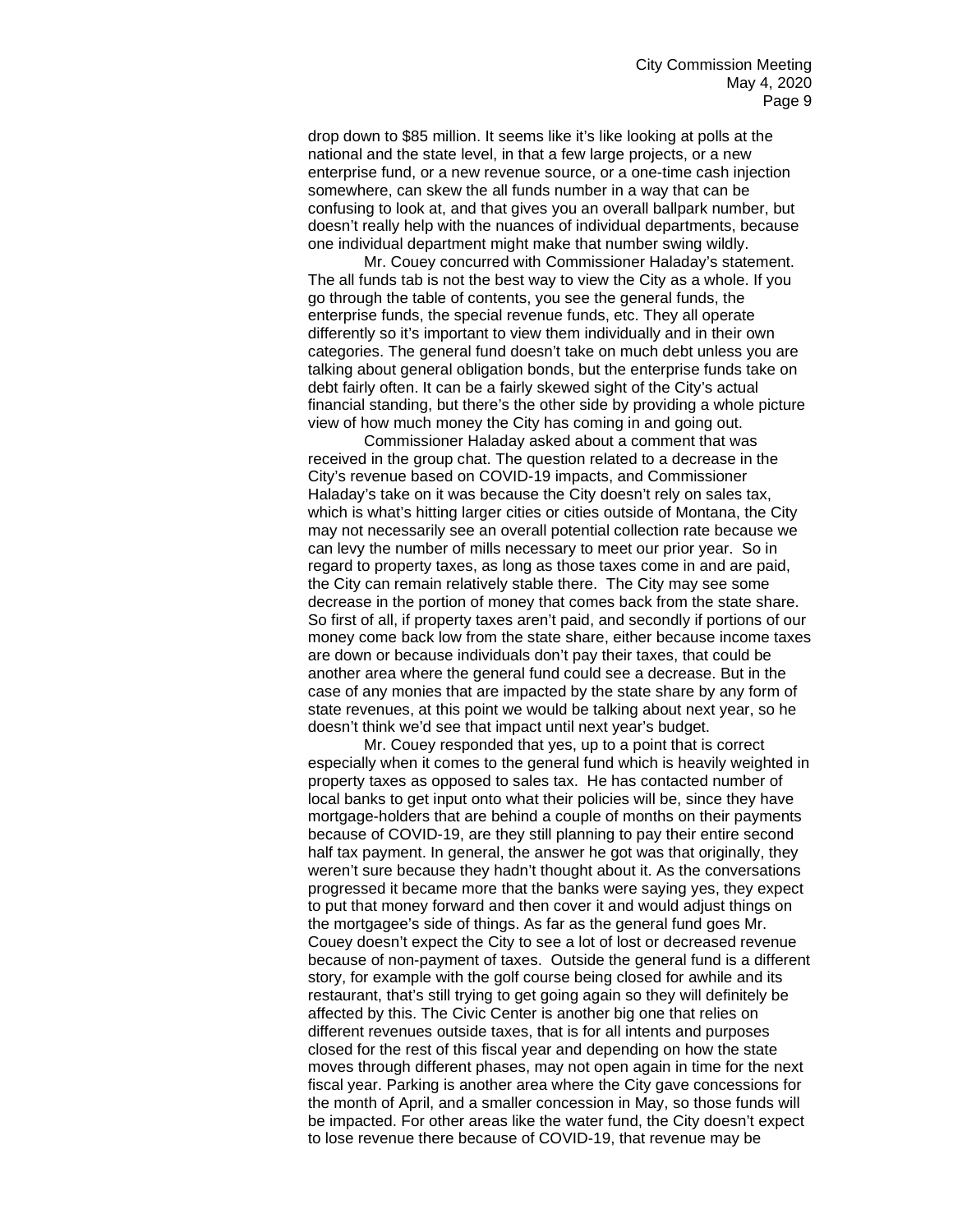drop down to $85 million. It seems like it's like looking at polls at the national and the state level, in that a few large projects, or a new enterprise fund, or a new revenue source, or a one-time cash injection somewhere, can skew the all funds number in a way that can be confusing to look at, and that gives you an overall ballpark number, but doesn't really help with the nuances of individual departments, because one individual department might make that number swing wildly.

Mr. Couey concurred with Commissioner Haladay's statement. The all funds tab is not the best way to view the City as a whole. If you go through the table of contents, you see the general funds, the enterprise funds, the special revenue funds, etc. They all operate differently so it's important to view them individually and in their own categories. The general fund doesn't take on much debt unless you are talking about general obligation bonds, but the enterprise funds take on debt fairly often. It can be a fairly skewed sight of the City's actual financial standing, but there's the other side by providing a whole picture view of how much money the City has coming in and going out.

Commissioner Haladay asked about a comment that was received in the group chat. The question related to a decrease in the City's revenue based on COVID-19 impacts, and Commissioner Haladay's take on it was because the City doesn't rely on sales tax, which is what's hitting larger cities or cities outside of Montana, the City may not necessarily see an overall potential collection rate because we can levy the number of mills necessary to meet our prior year. So in regard to property taxes, as long as those taxes come in and are paid, the City can remain relatively stable there. The City may see some decrease in the portion of money that comes back from the state share. So first of all, if property taxes aren't paid, and secondly if portions of our money come back low from the state share, either because income taxes are down or because individuals don't pay their taxes, that could be another area where the general fund could see a decrease. But in the case of any monies that are impacted by the state share by any form of state revenues, at this point we would be talking about next year, so he doesn't think we'd see that impact until next year's budget.

Mr. Couey responded that yes, up to a point that is correct especially when it comes to the general fund which is heavily weighted in property taxes as opposed to sales tax. He has contacted number of local banks to get input onto what their policies will be, since they have mortgage-holders that are behind a couple of months on their payments because of COVID-19, are they still planning to pay their entire second half tax payment. In general, the answer he got was that originally, they weren't sure because they hadn't thought about it. As the conversations progressed it became more that the banks were saying yes, they expect to put that money forward and then cover it and would adjust things on the mortgagee's side of things. As far as the general fund goes Mr. Couey doesn't expect the City to see a lot of lost or decreased revenue because of non-payment of taxes. Outside the general fund is a different story, for example with the golf course being closed for awhile and its restaurant, that's still trying to get going again so they will definitely be affected by this. The Civic Center is another big one that relies on different revenues outside taxes, that is for all intents and purposes closed for the rest of this fiscal year and depending on how the state moves through different phases, may not open again in time for the next fiscal year. Parking is another area where the City gave concessions for the month of April, and a smaller concession in May, so those funds will be impacted. For other areas like the water fund, the City doesn't expect to lose revenue there because of COVID-19, that revenue may be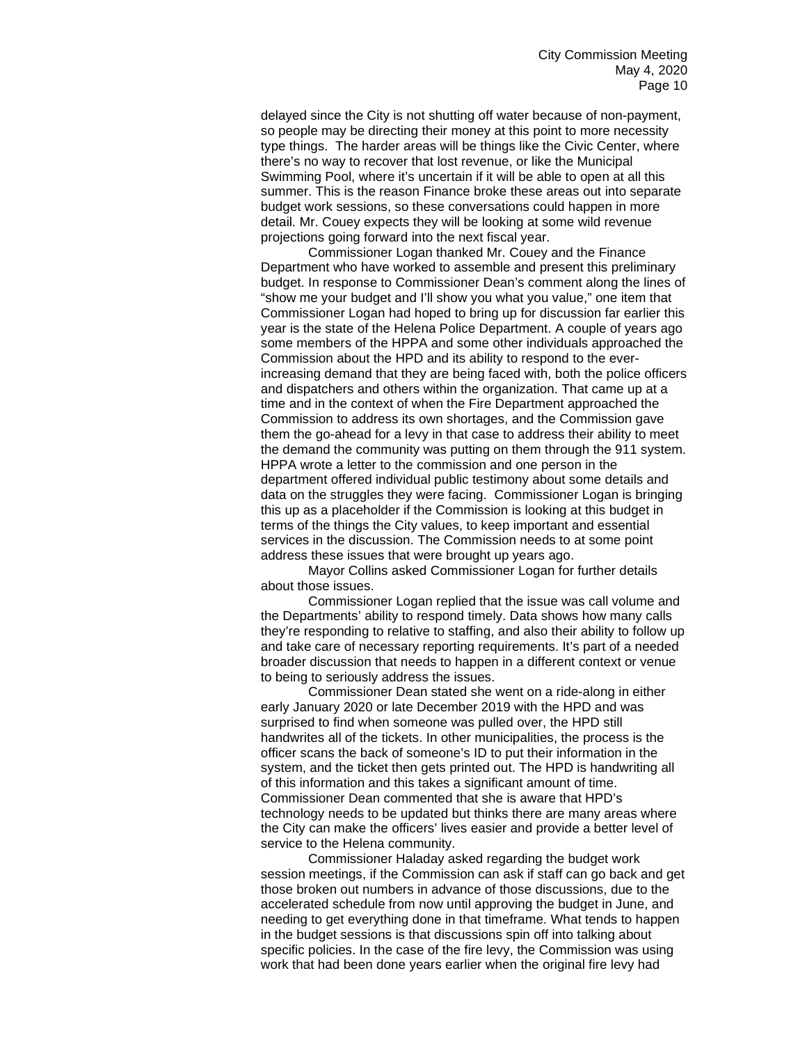delayed since the City is not shutting off water because of non-payment, so people may be directing their money at this point to more necessity type things. The harder areas will be things like the Civic Center, where there's no way to recover that lost revenue, or like the Municipal Swimming Pool, where it's uncertain if it will be able to open at all this summer. This is the reason Finance broke these areas out into separate budget work sessions, so these conversations could happen in more detail. Mr. Couey expects they will be looking at some wild revenue projections going forward into the next fiscal year.

Commissioner Logan thanked Mr. Couey and the Finance Department who have worked to assemble and present this preliminary budget. In response to Commissioner Dean's comment along the lines of "show me your budget and I'll show you what you value," one item that Commissioner Logan had hoped to bring up for discussion far earlier this year is the state of the Helena Police Department. A couple of years ago some members of the HPPA and some other individuals approached the Commission about the HPD and its ability to respond to the ever-increasing demand that they are being faced with, both the police officers and dispatchers and others within the organization. That came up at a time and in the context of when the Fire Department approached the Commission to address its own shortages, and the Commission gave them the go-ahead for a levy in that case to address their ability to meet the demand the community was putting on them through the 911 system. HPPA wrote a letter to the commission and one person in the department offered individual public testimony about some details and data on the struggles they were facing. Commissioner Logan is bringing this up as a placeholder if the Commission is looking at this budget in terms of the things the City values, to keep important and essential services in the discussion. The Commission needs to at some point address these issues that were brought up years ago.

Mayor Collins asked Commissioner Logan for further details about those issues.

Commissioner Logan replied that the issue was call volume and the Departments' ability to respond timely. Data shows how many calls they're responding to relative to staffing, and also their ability to follow up and take care of necessary reporting requirements. It's part of a needed broader discussion that needs to happen in a different context or venue to being to seriously address the issues.

Commissioner Dean stated she went on a ride-along in either early January 2020 or late December 2019 with the HPD and was surprised to find when someone was pulled over, the HPD still handwrites all of the tickets. In other municipalities, the process is the officer scans the back of someone's ID to put their information in the system, and the ticket then gets printed out. The HPD is handwriting all of this information and this takes a significant amount of time. Commissioner Dean commented that she is aware that HPD's technology needs to be updated but thinks there are many areas where the City can make the officers' lives easier and provide a better level of service to the Helena community.

Commissioner Haladay asked regarding the budget work session meetings, if the Commission can ask if staff can go back and get those broken out numbers in advance of those discussions, due to the accelerated schedule from now until approving the budget in June, and needing to get everything done in that timeframe. What tends to happen in the budget sessions is that discussions spin off into talking about specific policies. In the case of the fire levy, the Commission was using work that had been done years earlier when the original fire levy had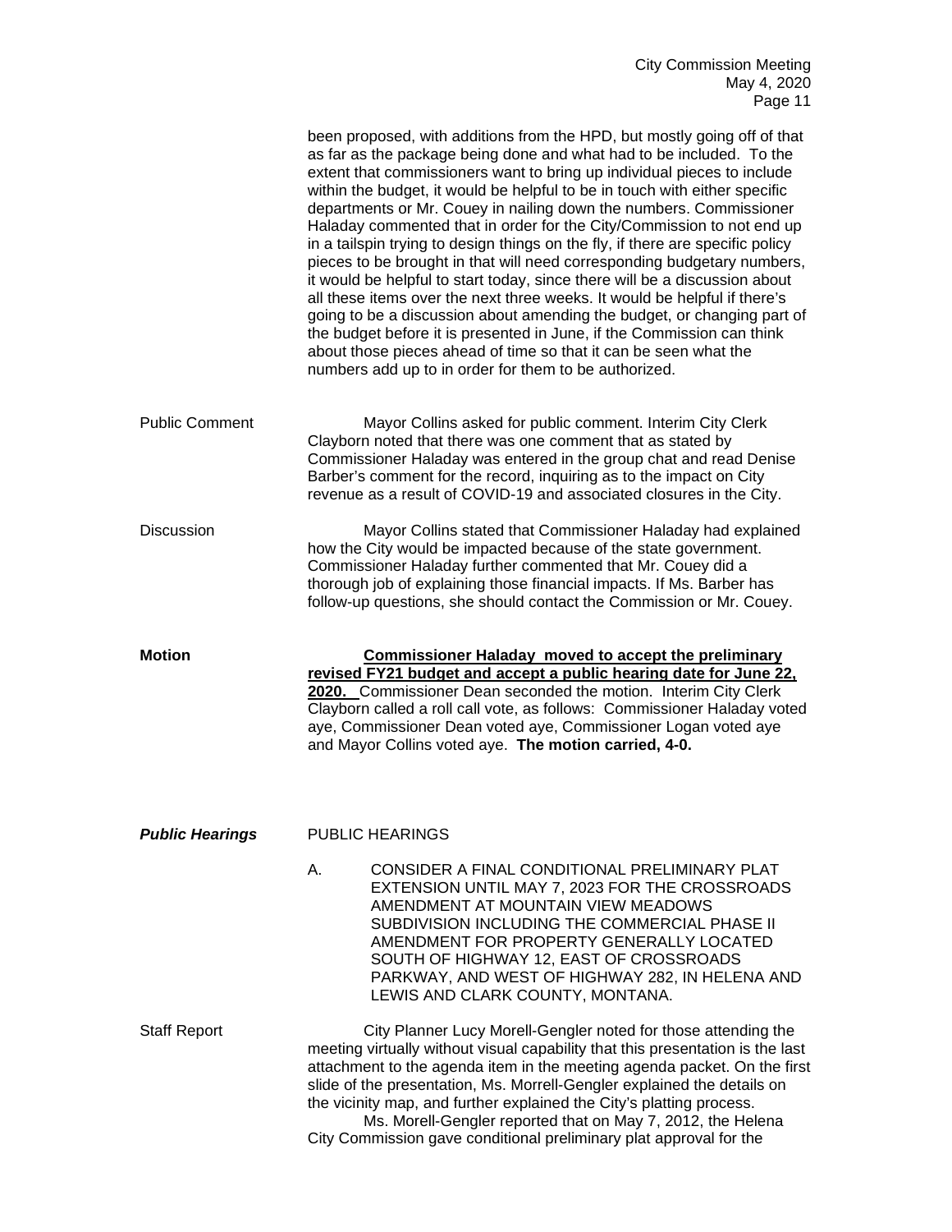been proposed, with additions from the HPD, but mostly going off of that as far as the package being done and what had to be included. To the extent that commissioners want to bring up individual pieces to include within the budget, it would be helpful to be in touch with either specific departments or Mr. Couey in nailing down the numbers. Commissioner Haladay commented that in order for the City/Commission to not end up in a tailspin trying to design things on the fly, if there are specific policy pieces to be brought in that will need corresponding budgetary numbers, it would be helpful to start today, since there will be a discussion about all these items over the next three weeks. It would be helpful if there's going to be a discussion about amending the budget, or changing part of the budget before it is presented in June, if the Commission can think about those pieces ahead of time so that it can be seen what the numbers add up to in order for them to be authorized.

Public Comment

Mayor Collins asked for public comment. Interim City Clerk Clayborn noted that there was one comment that as stated by Commissioner Haladay was entered in the group chat and read Denise Barber's comment for the record, inquiring as to the impact on City revenue as a result of COVID-19 and associated closures in the City.

Discussion

Mayor Collins stated that Commissioner Haladay had explained how the City would be impacted because of the state government. Commissioner Haladay further commented that Mr. Couey did a thorough job of explaining those financial impacts. If Ms. Barber has follow-up questions, she should contact the Commission or Mr. Couey.

**Motion**

**Commissioner Haladay moved to accept the preliminary revised FY21 budget and accept a public hearing date for June 22, 2020.** Commissioner Dean seconded the motion. Interim City Clerk Clayborn called a roll call vote, as follows: Commissioner Haladay voted aye, Commissioner Dean voted aye, Commissioner Logan voted aye and Mayor Collins voted aye. **The motion carried, 4-0.**

***Public Hearings***

PUBLIC HEARINGS

A. CONSIDER A FINAL CONDITIONAL PRELIMINARY PLAT EXTENSION UNTIL MAY 7, 2023 FOR THE CROSSROADS AMENDMENT AT MOUNTAIN VIEW MEADOWS SUBDIVISION INCLUDING THE COMMERCIAL PHASE II AMENDMENT FOR PROPERTY GENERALLY LOCATED SOUTH OF HIGHWAY 12, EAST OF CROSSROADS PARKWAY, AND WEST OF HIGHWAY 282, IN HELENA AND LEWIS AND CLARK COUNTY, MONTANA.

Staff Report

City Planner Lucy Morell-Gengler noted for those attending the meeting virtually without visual capability that this presentation is the last attachment to the agenda item in the meeting agenda packet. On the first slide of the presentation, Ms. Morrell-Gengler explained the details on the vicinity map, and further explained the City's platting process.

Ms. Morell-Gengler reported that on May 7, 2012, the Helena City Commission gave conditional preliminary plat approval for the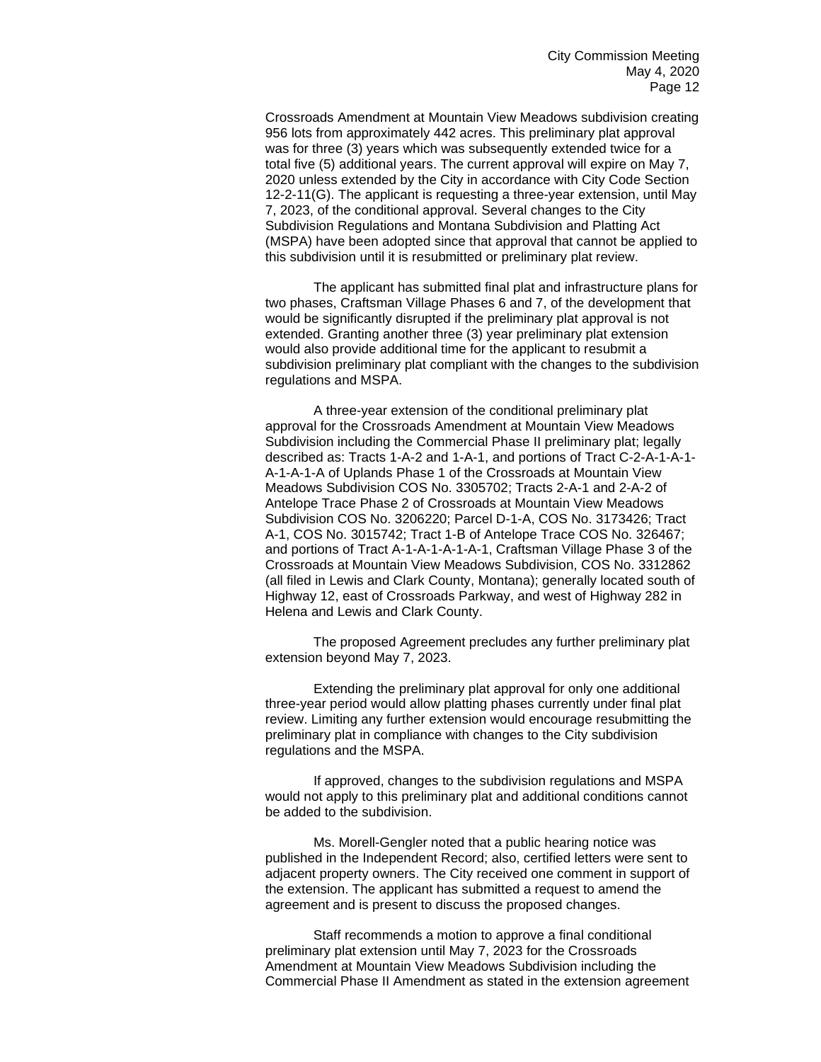Crossroads Amendment at Mountain View Meadows subdivision creating 956 lots from approximately 442 acres. This preliminary plat approval was for three (3) years which was subsequently extended twice for a total five (5) additional years. The current approval will expire on May 7, 2020 unless extended by the City in accordance with City Code Section 12-2-11(G). The applicant is requesting a three-year extension, until May 7, 2023, of the conditional approval. Several changes to the City Subdivision Regulations and Montana Subdivision and Platting Act (MSPA) have been adopted since that approval that cannot be applied to this subdivision until it is resubmitted or preliminary plat review.

The applicant has submitted final plat and infrastructure plans for two phases, Craftsman Village Phases 6 and 7, of the development that would be significantly disrupted if the preliminary plat approval is not extended. Granting another three (3) year preliminary plat extension would also provide additional time for the applicant to resubmit a subdivision preliminary plat compliant with the changes to the subdivision regulations and MSPA.

A three-year extension of the conditional preliminary plat approval for the Crossroads Amendment at Mountain View Meadows Subdivision including the Commercial Phase II preliminary plat; legally described as: Tracts 1-A-2 and 1-A-1, and portions of Tract C-2-A-1-A-1-A-1-A-1-A of Uplands Phase 1 of the Crossroads at Mountain View Meadows Subdivision COS No. 3305702; Tracts 2-A-1 and 2-A-2 of Antelope Trace Phase 2 of Crossroads at Mountain View Meadows Subdivision COS No. 3206220; Parcel D-1-A, COS No. 3173426; Tract A-1, COS No. 3015742; Tract 1-B of Antelope Trace COS No. 326467; and portions of Tract A-1-A-1-A-1-A-1, Craftsman Village Phase 3 of the Crossroads at Mountain View Meadows Subdivision, COS No. 3312862 (all filed in Lewis and Clark County, Montana); generally located south of Highway 12, east of Crossroads Parkway, and west of Highway 282 in Helena and Lewis and Clark County.

The proposed Agreement precludes any further preliminary plat extension beyond May 7, 2023.

Extending the preliminary plat approval for only one additional three-year period would allow platting phases currently under final plat review. Limiting any further extension would encourage resubmitting the preliminary plat in compliance with changes to the City subdivision regulations and the MSPA.

If approved, changes to the subdivision regulations and MSPA would not apply to this preliminary plat and additional conditions cannot be added to the subdivision.

Ms. Morell-Gengler noted that a public hearing notice was published in the Independent Record; also, certified letters were sent to adjacent property owners. The City received one comment in support of the extension. The applicant has submitted a request to amend the agreement and is present to discuss the proposed changes.

Staff recommends a motion to approve a final conditional preliminary plat extension until May 7, 2023 for the Crossroads Amendment at Mountain View Meadows Subdivision including the Commercial Phase II Amendment as stated in the extension agreement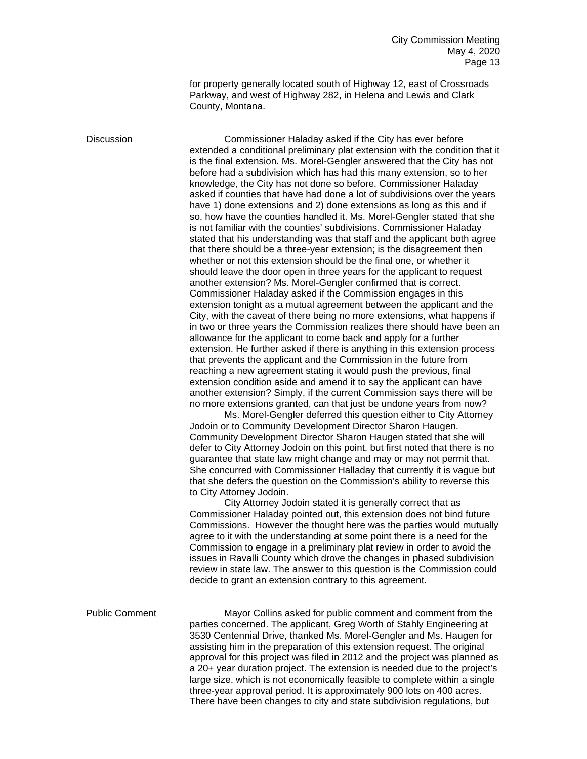for property generally located south of Highway 12, east of Crossroads Parkway, and west of Highway 282, in Helena and Lewis and Clark County, Montana.

**Discussion**

Commissioner Haladay asked if the City has ever before extended a conditional preliminary plat extension with the condition that it is the final extension. Ms. Morel-Gengler answered that the City has not before had a subdivision which has had this many extension, so to her knowledge, the City has not done so before. Commissioner Haladay asked if counties that have had done a lot of subdivisions over the years have 1) done extensions and 2) done extensions as long as this and if so, how have the counties handled it. Ms. Morel-Gengler stated that she is not familiar with the counties' subdivisions. Commissioner Haladay stated that his understanding was that staff and the applicant both agree that there should be a three-year extension; is the disagreement then whether or not this extension should be the final one, or whether it should leave the door open in three years for the applicant to request another extension? Ms. Morel-Gengler confirmed that is correct. Commissioner Haladay asked if the Commission engages in this extension tonight as a mutual agreement between the applicant and the City, with the caveat of there being no more extensions, what happens if in two or three years the Commission realizes there should have been an allowance for the applicant to come back and apply for a further extension. He further asked if there is anything in this extension process that prevents the applicant and the Commission in the future from reaching a new agreement stating it would push the previous, final extension condition aside and amend it to say the applicant can have another extension? Simply, if the current Commission says there will be no more extensions granted, can that just be undone years from now?

Ms. Morel-Gengler deferred this question either to City Attorney Jodoin or to Community Development Director Sharon Haugen. Community Development Director Sharon Haugen stated that she will defer to City Attorney Jodoin on this point, but first noted that there is no guarantee that state law might change and may or may not permit that. She concurred with Commissioner Halladay that currently it is vague but that she defers the question on the Commission's ability to reverse this to City Attorney Jodoin.

City Attorney Jodoin stated it is generally correct that as Commissioner Haladay pointed out, this extension does not bind future Commissions. However the thought here was the parties would mutually agree to it with the understanding at some point there is a need for the Commission to engage in a preliminary plat review in order to avoid the issues in Ravalli County which drove the changes in phased subdivision review in state law. The answer to this question is the Commission could decide to grant an extension contrary to this agreement.

**Public Comment**

Mayor Collins asked for public comment and comment from the parties concerned. The applicant, Greg Worth of Stahly Engineering at 3530 Centennial Drive, thanked Ms. Morel-Gengler and Ms. Haugen for assisting him in the preparation of this extension request. The original approval for this project was filed in 2012 and the project was planned as a 20+ year duration project. The extension is needed due to the project's large size, which is not economically feasible to complete within a single three-year approval period. It is approximately 900 lots on 400 acres. There have been changes to city and state subdivision regulations, but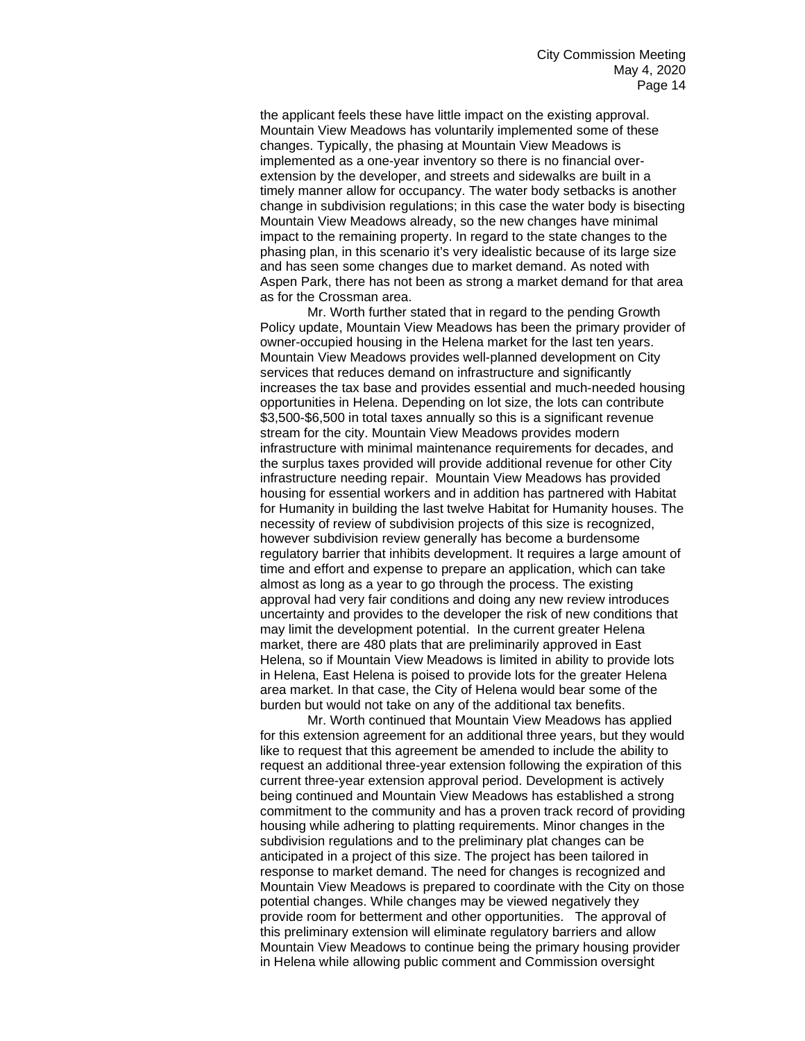the applicant feels these have little impact on the existing approval. Mountain View Meadows has voluntarily implemented some of these changes. Typically, the phasing at Mountain View Meadows is implemented as a one-year inventory so there is no financial over-extension by the developer, and streets and sidewalks are built in a timely manner allow for occupancy. The water body setbacks is another change in subdivision regulations; in this case the water body is bisecting Mountain View Meadows already, so the new changes have minimal impact to the remaining property. In regard to the state changes to the phasing plan, in this scenario it's very idealistic because of its large size and has seen some changes due to market demand. As noted with Aspen Park, there has not been as strong a market demand for that area as for the Crossman area.

Mr. Worth further stated that in regard to the pending Growth Policy update, Mountain View Meadows has been the primary provider of owner-occupied housing in the Helena market for the last ten years. Mountain View Meadows provides well-planned development on City services that reduces demand on infrastructure and significantly increases the tax base and provides essential and much-needed housing opportunities in Helena. Depending on lot size, the lots can contribute $3,500-$6,500 in total taxes annually so this is a significant revenue stream for the city. Mountain View Meadows provides modern infrastructure with minimal maintenance requirements for decades, and the surplus taxes provided will provide additional revenue for other City infrastructure needing repair. Mountain View Meadows has provided housing for essential workers and in addition has partnered with Habitat for Humanity in building the last twelve Habitat for Humanity houses. The necessity of review of subdivision projects of this size is recognized, however subdivision review generally has become a burdensome regulatory barrier that inhibits development. It requires a large amount of time and effort and expense to prepare an application, which can take almost as long as a year to go through the process. The existing approval had very fair conditions and doing any new review introduces uncertainty and provides to the developer the risk of new conditions that may limit the development potential. In the current greater Helena market, there are 480 plats that are preliminarily approved in East Helena, so if Mountain View Meadows is limited in ability to provide lots in Helena, East Helena is poised to provide lots for the greater Helena area market. In that case, the City of Helena would bear some of the burden but would not take on any of the additional tax benefits.

Mr. Worth continued that Mountain View Meadows has applied for this extension agreement for an additional three years, but they would like to request that this agreement be amended to include the ability to request an additional three-year extension following the expiration of this current three-year extension approval period. Development is actively being continued and Mountain View Meadows has established a strong commitment to the community and has a proven track record of providing housing while adhering to platting requirements. Minor changes in the subdivision regulations and to the preliminary plat changes can be anticipated in a project of this size. The project has been tailored in response to market demand. The need for changes is recognized and Mountain View Meadows is prepared to coordinate with the City on those potential changes. While changes may be viewed negatively they provide room for betterment and other opportunities. The approval of this preliminary extension will eliminate regulatory barriers and allow Mountain View Meadows to continue being the primary housing provider in Helena while allowing public comment and Commission oversight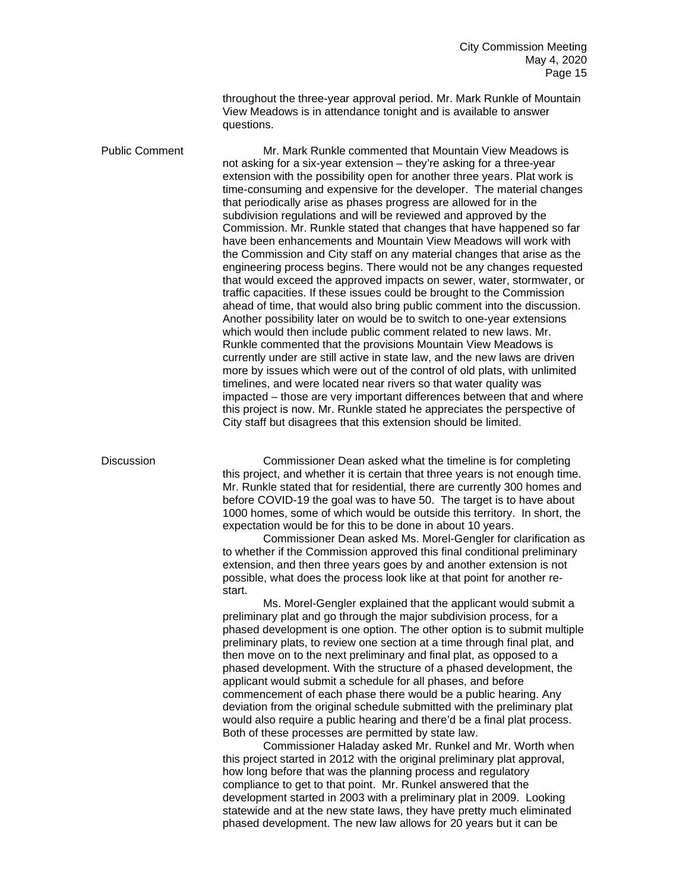throughout the three-year approval period. Mr. Mark Runkle of Mountain View Meadows is in attendance tonight and is available to answer questions.

**Public Comment**

Mr. Mark Runkle commented that Mountain View Meadows is not asking for a six-year extension – they're asking for a three-year extension with the possibility open for another three years. Plat work is time-consuming and expensive for the developer. The material changes that periodically arise as phases progress are allowed for in the subdivision regulations and will be reviewed and approved by the Commission. Mr. Runkle stated that changes that have happened so far have been enhancements and Mountain View Meadows will work with the Commission and City staff on any material changes that arise as the engineering process begins. There would not be any changes requested that would exceed the approved impacts on sewer, water, stormwater, or traffic capacities. If these issues could be brought to the Commission ahead of time, that would also bring public comment into the discussion. Another possibility later on would be to switch to one-year extensions which would then include public comment related to new laws. Mr. Runkle commented that the provisions Mountain View Meadows is currently under are still active in state law, and the new laws are driven more by issues which were out of the control of old plats, with unlimited timelines, and were located near rivers so that water quality was impacted – those are very important differences between that and where this project is now. Mr. Runkle stated he appreciates the perspective of City staff but disagrees that this extension should be limited.

**Discussion**

Commissioner Dean asked what the timeline is for completing this project, and whether it is certain that three years is not enough time. Mr. Runkle stated that for residential, there are currently 300 homes and before COVID-19 the goal was to have 50. The target is to have about 1000 homes, some of which would be outside this territory. In short, the expectation would be for this to be done in about 10 years.

Commissioner Dean asked Ms. Morel-Gengler for clarification as to whether if the Commission approved this final conditional preliminary extension, and then three years goes by and another extension is not possible, what does the process look like at that point for another re-start.

Ms. Morel-Gengler explained that the applicant would submit a preliminary plat and go through the major subdivision process, for a phased development is one option. The other option is to submit multiple preliminary plats, to review one section at a time through final plat, and then move on to the next preliminary and final plat, as opposed to a phased development. With the structure of a phased development, the applicant would submit a schedule for all phases, and before commencement of each phase there would be a public hearing. Any deviation from the original schedule submitted with the preliminary plat would also require a public hearing and there'd be a final plat process. Both of these processes are permitted by state law.

Commissioner Haladay asked Mr. Runkel and Mr. Worth when this project started in 2012 with the original preliminary plat approval, how long before that was the planning process and regulatory compliance to get to that point. Mr. Runkel answered that the development started in 2003 with a preliminary plat in 2009. Looking statewide and at the new state laws, they have pretty much eliminated phased development. The new law allows for 20 years but it can be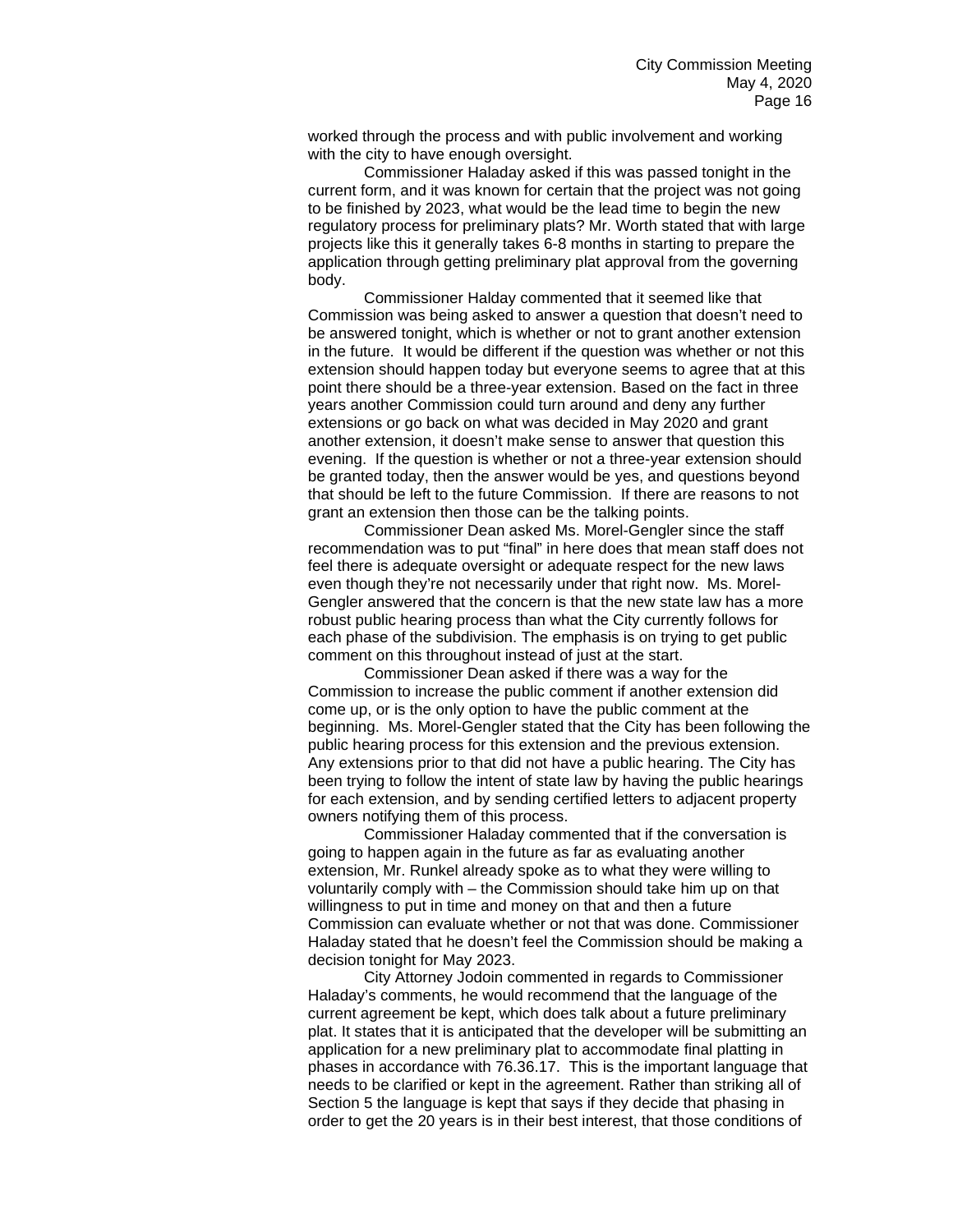worked through the process and with public involvement and working with the city to have enough oversight.

Commissioner Haladay asked if this was passed tonight in the current form, and it was known for certain that the project was not going to be finished by 2023, what would be the lead time to begin the new regulatory process for preliminary plats? Mr. Worth stated that with large projects like this it generally takes 6-8 months in starting to prepare the application through getting preliminary plat approval from the governing body.

Commissioner Halday commented that it seemed like that Commission was being asked to answer a question that doesn't need to be answered tonight, which is whether or not to grant another extension in the future. It would be different if the question was whether or not this extension should happen today but everyone seems to agree that at this point there should be a three-year extension. Based on the fact in three years another Commission could turn around and deny any further extensions or go back on what was decided in May 2020 and grant another extension, it doesn't make sense to answer that question this evening. If the question is whether or not a three-year extension should be granted today, then the answer would be yes, and questions beyond that should be left to the future Commission. If there are reasons to not grant an extension then those can be the talking points.

Commissioner Dean asked Ms. Morel-Gengler since the staff recommendation was to put "final" in here does that mean staff does not feel there is adequate oversight or adequate respect for the new laws even though they're not necessarily under that right now. Ms. Morel-Gengler answered that the concern is that the new state law has a more robust public hearing process than what the City currently follows for each phase of the subdivision. The emphasis is on trying to get public comment on this throughout instead of just at the start.

Commissioner Dean asked if there was a way for the Commission to increase the public comment if another extension did come up, or is the only option to have the public comment at the beginning. Ms. Morel-Gengler stated that the City has been following the public hearing process for this extension and the previous extension. Any extensions prior to that did not have a public hearing. The City has been trying to follow the intent of state law by having the public hearings for each extension, and by sending certified letters to adjacent property owners notifying them of this process.

Commissioner Haladay commented that if the conversation is going to happen again in the future as far as evaluating another extension, Mr. Runkel already spoke as to what they were willing to voluntarily comply with – the Commission should take him up on that willingness to put in time and money on that and then a future Commission can evaluate whether or not that was done. Commissioner Haladay stated that he doesn't feel the Commission should be making a decision tonight for May 2023.

City Attorney Jodoin commented in regards to Commissioner Haladay's comments, he would recommend that the language of the current agreement be kept, which does talk about a future preliminary plat. It states that it is anticipated that the developer will be submitting an application for a new preliminary plat to accommodate final platting in phases in accordance with 76.36.17. This is the important language that needs to be clarified or kept in the agreement. Rather than striking all of Section 5 the language is kept that says if they decide that phasing in order to get the 20 years is in their best interest, that those conditions of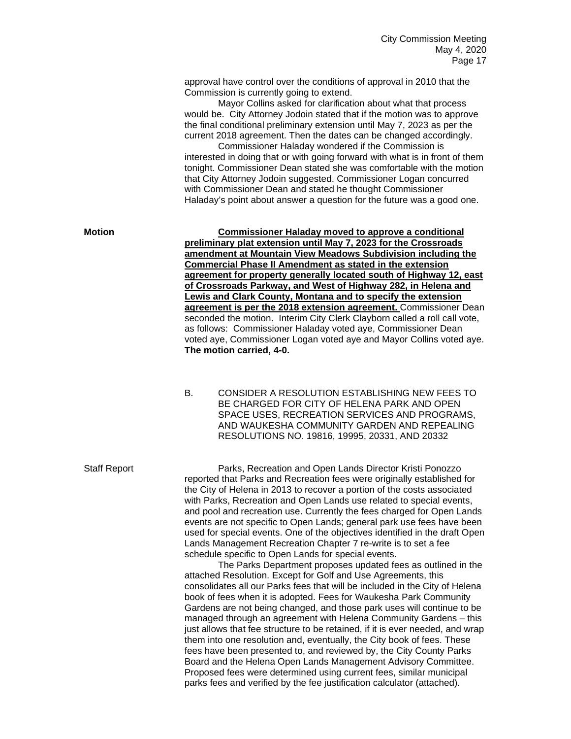approval have control over the conditions of approval in 2010 that the Commission is currently going to extend.

Mayor Collins asked for clarification about what that process would be. City Attorney Jodoin stated that if the motion was to approve the final conditional preliminary extension until May 7, 2023 as per the current 2018 agreement. Then the dates can be changed accordingly.

Commissioner Haladay wondered if the Commission is interested in doing that or with going forward with what is in front of them tonight. Commissioner Dean stated she was comfortable with the motion that City Attorney Jodoin suggested. Commissioner Logan concurred with Commissioner Dean and stated he thought Commissioner Haladay's point about answer a question for the future was a good one.

**Motion**

**Commissioner Haladay moved to approve a conditional preliminary plat extension until May 7, 2023 for the Crossroads amendment at Mountain View Meadows Subdivision including the Commercial Phase II Amendment as stated in the extension agreement for property generally located south of Highway 12, east of Crossroads Parkway, and West of Highway 282, in Helena and Lewis and Clark County, Montana and to specify the extension agreement is per the 2018 extension agreement.** Commissioner Dean seconded the motion. Interim City Clerk Clayborn called a roll call vote, as follows: Commissioner Haladay voted aye, Commissioner Dean voted aye, Commissioner Logan voted aye and Mayor Collins voted aye. **The motion carried, 4-0.**

B. CONSIDER A RESOLUTION ESTABLISHING NEW FEES TO BE CHARGED FOR CITY OF HELENA PARK AND OPEN SPACE USES, RECREATION SERVICES AND PROGRAMS, AND WAUKESHA COMMUNITY GARDEN AND REPEALING RESOLUTIONS NO. 19816, 19995, 20331, AND 20332

Staff Report

Parks, Recreation and Open Lands Director Kristi Ponozzo reported that Parks and Recreation fees were originally established for the City of Helena in 2013 to recover a portion of the costs associated with Parks, Recreation and Open Lands use related to special events, and pool and recreation use. Currently the fees charged for Open Lands events are not specific to Open Lands; general park use fees have been used for special events. One of the objectives identified in the draft Open Lands Management Recreation Chapter 7 re-write is to set a fee schedule specific to Open Lands for special events.

The Parks Department proposes updated fees as outlined in the attached Resolution. Except for Golf and Use Agreements, this consolidates all our Parks fees that will be included in the City of Helena book of fees when it is adopted. Fees for Waukesha Park Community Gardens are not being changed, and those park uses will continue to be managed through an agreement with Helena Community Gardens – this just allows that fee structure to be retained, if it is ever needed, and wrap them into one resolution and, eventually, the City book of fees. These fees have been presented to, and reviewed by, the City County Parks Board and the Helena Open Lands Management Advisory Committee. Proposed fees were determined using current fees, similar municipal parks fees and verified by the fee justification calculator (attached).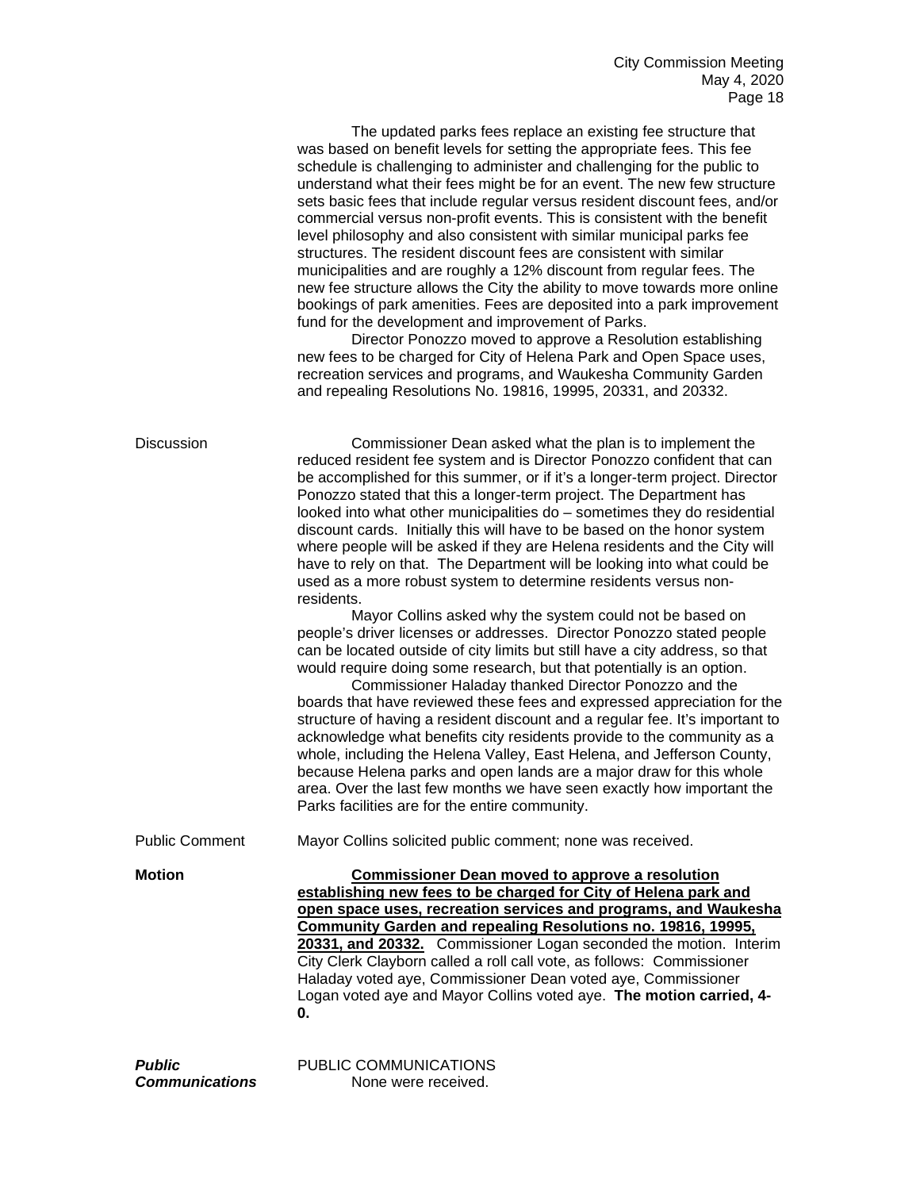The updated parks fees replace an existing fee structure that was based on benefit levels for setting the appropriate fees. This fee schedule is challenging to administer and challenging for the public to understand what their fees might be for an event. The new few structure sets basic fees that include regular versus resident discount fees, and/or commercial versus non-profit events. This is consistent with the benefit level philosophy and also consistent with similar municipal parks fee structures. The resident discount fees are consistent with similar municipalities and are roughly a 12% discount from regular fees. The new fee structure allows the City the ability to move towards more online bookings of park amenities. Fees are deposited into a park improvement fund for the development and improvement of Parks.

Director Ponozzo moved to approve a Resolution establishing new fees to be charged for City of Helena Park and Open Space uses, recreation services and programs, and Waukesha Community Garden and repealing Resolutions No. 19816, 19995, 20331, and 20332.

Discussion

Commissioner Dean asked what the plan is to implement the reduced resident fee system and is Director Ponozzo confident that can be accomplished for this summer, or if it's a longer-term project. Director Ponozzo stated that this a longer-term project. The Department has looked into what other municipalities do – sometimes they do residential discount cards. Initially this will have to be based on the honor system where people will be asked if they are Helena residents and the City will have to rely on that. The Department will be looking into what could be used as a more robust system to determine residents versus non-residents.

Mayor Collins asked why the system could not be based on people's driver licenses or addresses. Director Ponozzo stated people can be located outside of city limits but still have a city address, so that would require doing some research, but that potentially is an option.

Commissioner Haladay thanked Director Ponozzo and the boards that have reviewed these fees and expressed appreciation for the structure of having a resident discount and a regular fee. It's important to acknowledge what benefits city residents provide to the community as a whole, including the Helena Valley, East Helena, and Jefferson County, because Helena parks and open lands are a major draw for this whole area. Over the last few months we have seen exactly how important the Parks facilities are for the entire community.

Public Comment

Mayor Collins solicited public comment; none was received.

**Motion**

**Commissioner Dean moved to approve a resolution establishing new fees to be charged for City of Helena park and open space uses, recreation services and programs, and Waukesha Community Garden and repealing Resolutions no. 19816, 19995, 20331, and 20332.** Commissioner Logan seconded the motion. Interim City Clerk Clayborn called a roll call vote, as follows: Commissioner Haladay voted aye, Commissioner Dean voted aye, Commissioner Logan voted aye and Mayor Collins voted aye. **The motion carried, 4-0.**

***Public Communications***

PUBLIC COMMUNICATIONS

None were received.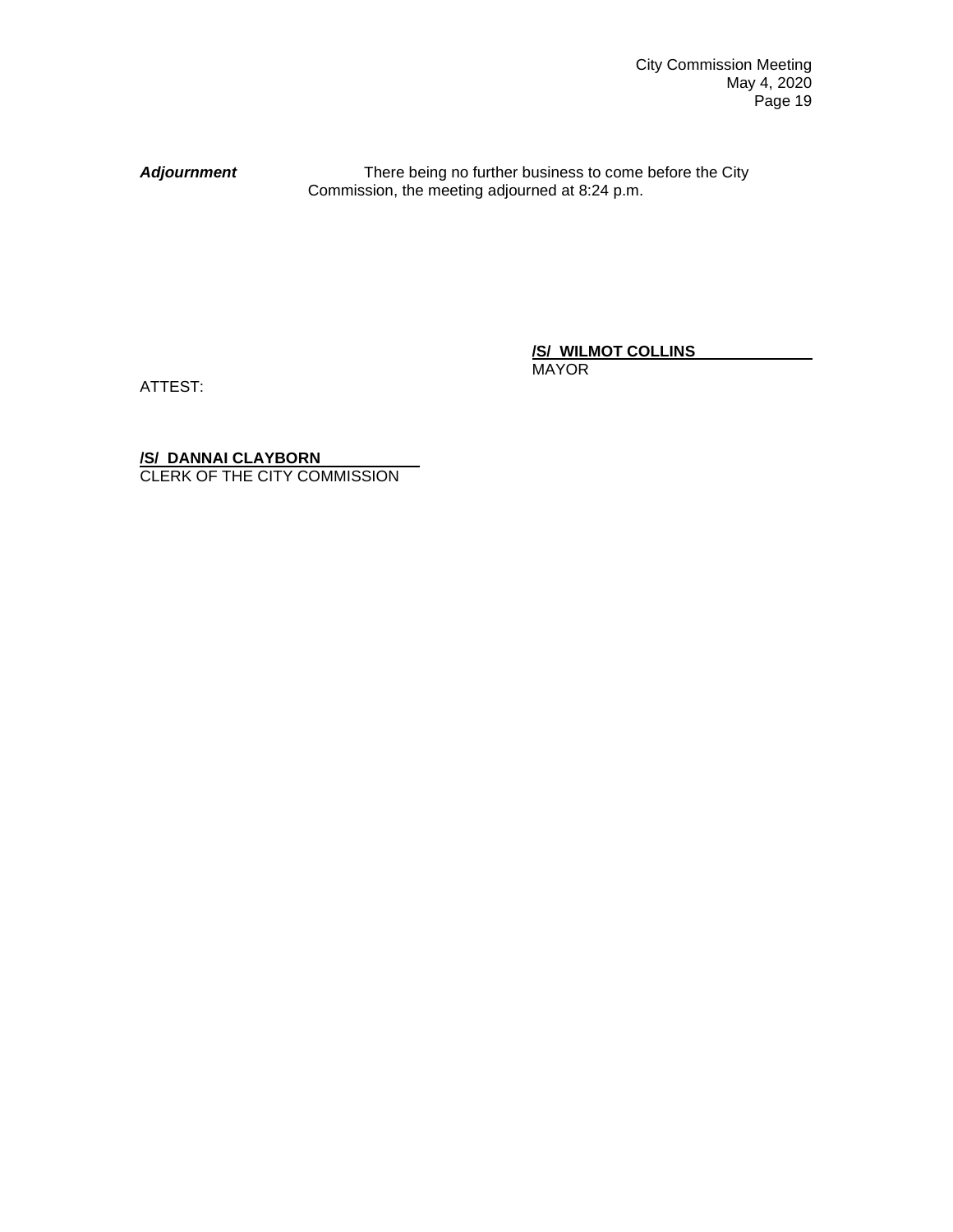***Adjournment*** There being no further business to come before the City Commission, the meeting adjourned at 8:24 p.m.

**/S/ WILMOT COLLINS**
MAYOR

ATTEST:

**/S/ DANNAI CLAYBORN**
CLERK OF THE CITY COMMISSION